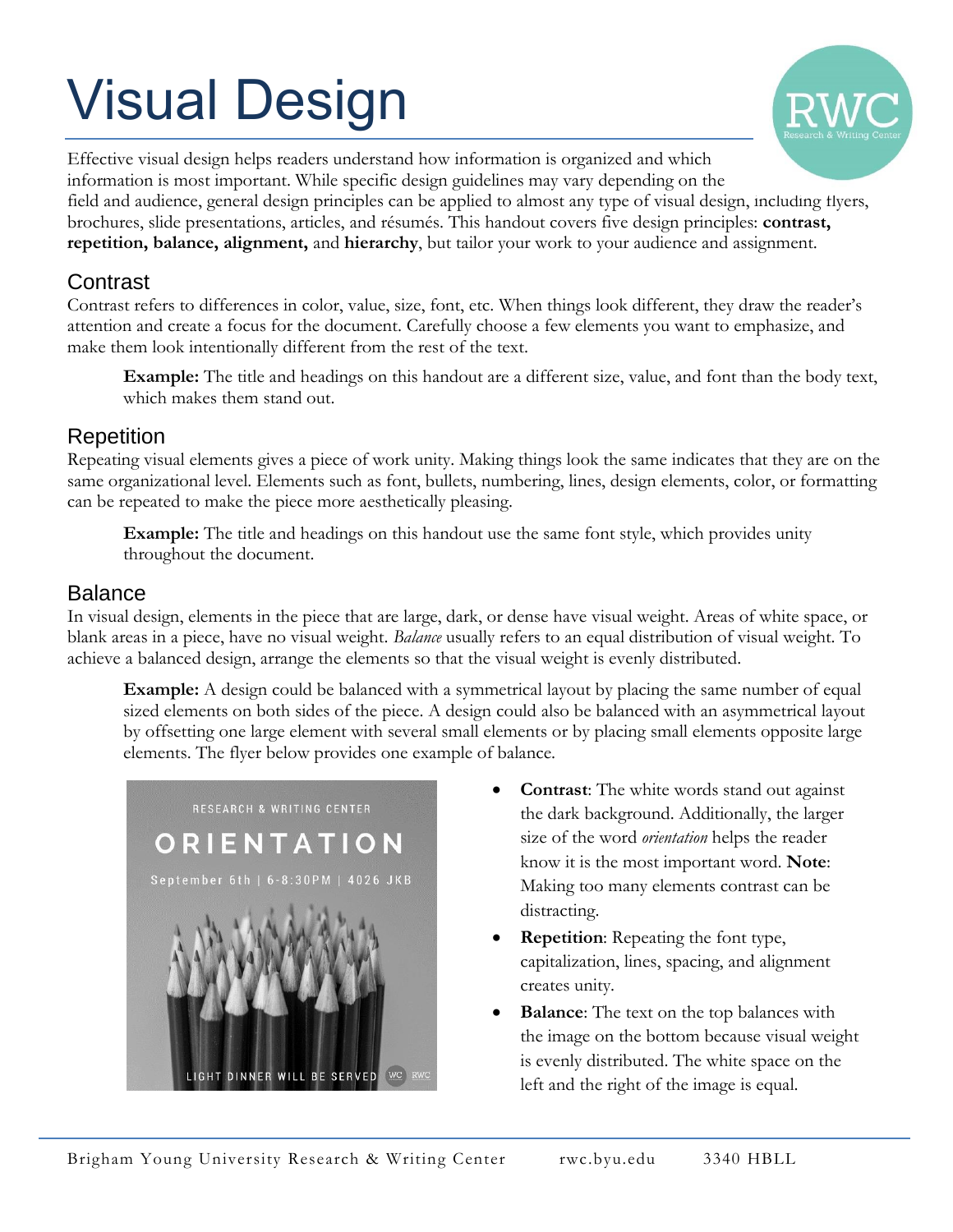# Visual Design

Effective visual design helps readers understand how information is organized and which information is most important. While specific design guidelines may vary depending on the field and audience, general design principles can be applied to almost any type of visual design, including flyers, brochures, slide presentations, articles, and résumés. This handout covers five design principles: **contrast, repetition, balance, alignment,** and **hierarchy**, but tailor your work to your audience and assignment.

## Contrast

Contrast refers to differences in color, value, size, font, etc. When things look different, they draw the reader's attention and create a focus for the document. Carefully choose a few elements you want to emphasize, and make them look intentionally different from the rest of the text.

> **Example:** The title and headings on this handout are a different size, value, and font than the body text, which makes them stand out.

## Repetition

Repeating visual elements gives a piece of work unity. Making things look the same indicates that they are on the same organizational level. Elements such as font, bullets, numbering, lines, design elements, color, or formatting can be repeated to make the piece more aesthetically pleasing.

> **Example:** The title and headings on this handout use the same font style, which provides unity throughout the document.

## Balance

In visual design, elements in the piece that are large, dark, or dense have visual weight. Areas of white space, or blank areas in a piece, have no visual weight. *Balance* usually refers to an equal distribution of visual weight. To achieve a balanced design, arrange the elements so that the visual weight is evenly distributed.

> **Example:** A design could be balanced with a symmetrical layout by placing the same number of equal sized elements on both sides of the piece. A design could also be balanced with an asymmetrical layout by offsetting one large element with several small elements or by placing small elements opposite large elements. The flyer below provides one example of balance.

RESEARCH & WRITING CENTER

ORIENTATION

September 6th | 6-8:30PM | 4026 JKB

LIGHT DINNER WILL BE SERVED

- **Contrast**: The white words stand out against the dark background. Additionally, the larger size of the word *orientation* helps the reader know it is the most important word. **Note**: Making too many elements contrast can be distracting.
- **Repetition**: Repeating the font type, capitalization, lines, spacing, and alignment creates unity.
- **Balance**: The text on the top balances with the image on the bottom because visual weight is evenly distributed. The white space on the left and the right of the image is equal.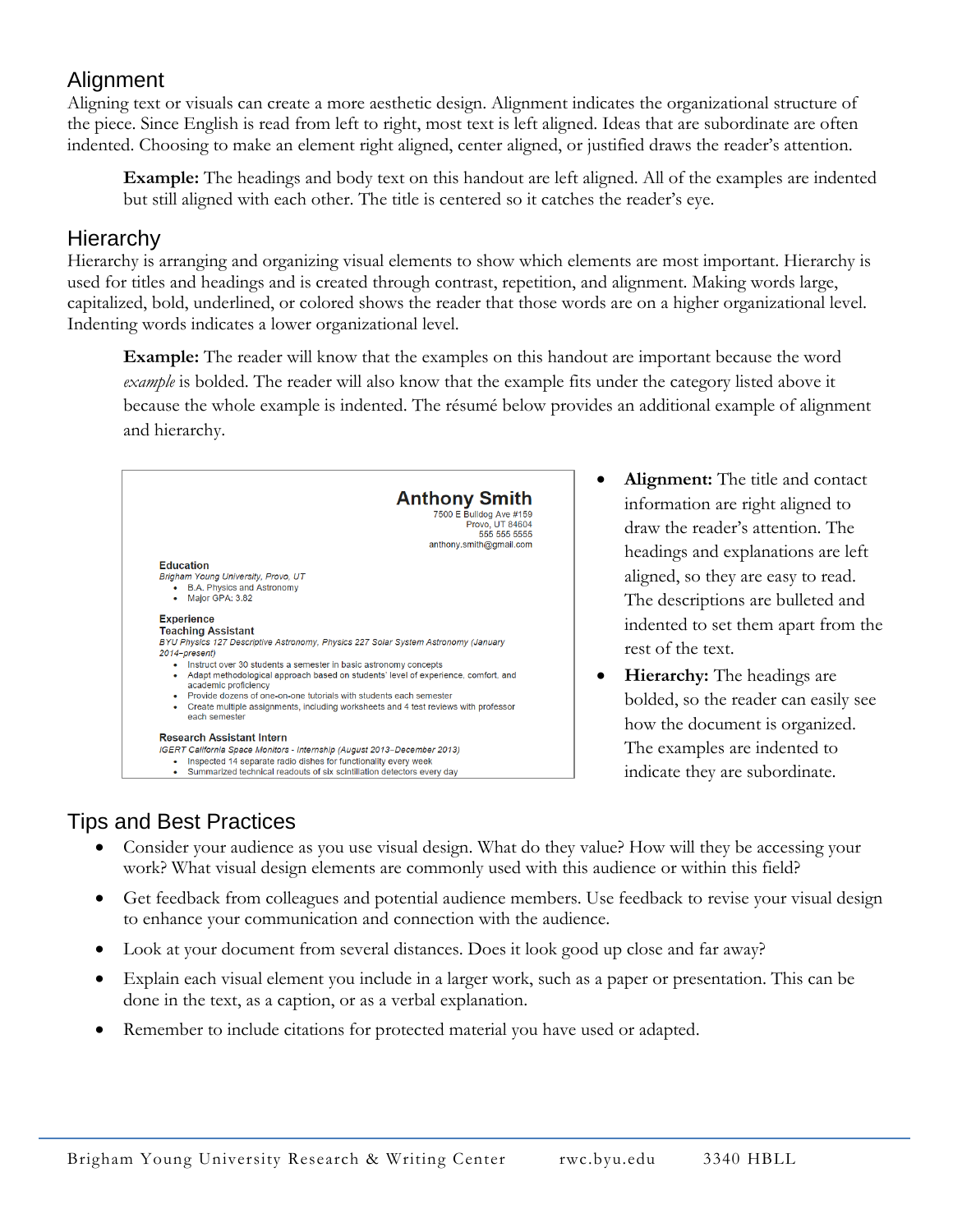## Alignment

Aligning text or visuals can create a more aesthetic design. Alignment indicates the organizational structure of the piece. Since English is read from left to right, most text is left aligned. Ideas that are subordinate are often indented. Choosing to make an element right aligned, center aligned, or justified draws the reader's attention.

> **Example:** The headings and body text on this handout are left aligned. All of the examples are indented but still aligned with each other. The title is centered so it catches the reader's eye.

## Hierarchy

Hierarchy is arranging and organizing visual elements to show which elements are most important. Hierarchy is used for titles and headings and is created through contrast, repetition, and alignment. Making words large, capitalized, bold, underlined, or colored shows the reader that those words are on a higher organizational level. Indenting words indicates a lower organizational level.

> **Example:** The reader will know that the examples on this handout are important because the word *example* is bolded. The reader will also know that the example fits under the category listed above it because the whole example is indented. The résumé below provides an additional example of alignment and hierarchy.

**Anthony Smith**
7500 E Bulldog Ave #159
Provo, UT 84604
555 555 5555
anthony.smith@gmail.com

**Education**
*Brigham Young University, Provo, UT*
- B.A. Physics and Astronomy
- Major GPA: 3.82

**Experience**
**Teaching Assistant**
*BYU Physics 127 Descriptive Astronomy, Physics 227 Solar System Astronomy (January 2014–present)*
- Instruct over 30 students a semester in basic astronomy concepts
- Adapt methodological approach based on students' level of experience, comfort, and academic proficiency
- Provide dozens of one-on-one tutorials with students each semester
- Create multiple assignments, including worksheets and 4 test reviews with professor each semester

**Research Assistant Intern**
*IGERT California Space Monitors - Internship (August 2013–December 2013)*
- Inspected 14 separate radio dishes for functionality every week
- Summarized technical readouts of six scintillation detectors every day

- **Alignment:** The title and contact information are right aligned to draw the reader's attention. The headings and explanations are left aligned, so they are easy to read. The descriptions are bulleted and indented to set them apart from the rest of the text.
- **Hierarchy:** The headings are bolded, so the reader can easily see how the document is organized. The examples are indented to indicate they are subordinate.

## Tips and Best Practices

- Consider your audience as you use visual design. What do they value? How will they be accessing your work? What visual design elements are commonly used with this audience or within this field?
- Get feedback from colleagues and potential audience members. Use feedback to revise your visual design to enhance your communication and connection with the audience.
- Look at your document from several distances. Does it look good up close and far away?
- Explain each visual element you include in a larger work, such as a paper or presentation. This can be done in the text, as a caption, or as a verbal explanation.
- Remember to include citations for protected material you have used or adapted.